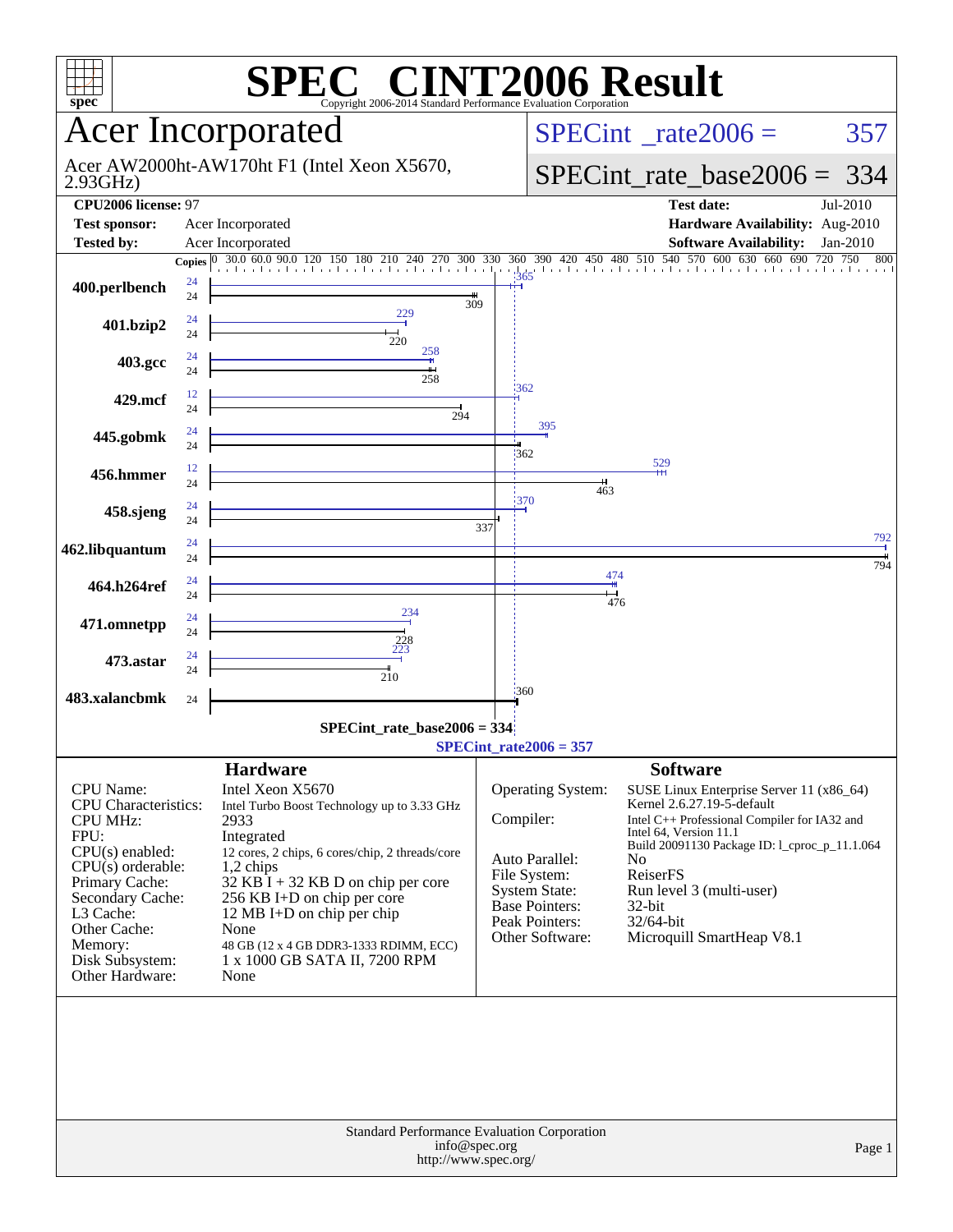# SPEC CINT2006 Result

Copyright 2006-2014 Standard Performance Evaluation Corporation

## Acer Incorporated

Acer AW2000ht-AW170ht F1 (Intel Xeon X5670, 2.93GHz)

SPECint_rate2006 = 357

SPECint_rate_base2006 = 334

| | | | |
|---|---|---|---|
| **CPU2006 license:** | 97 | **Test date:** | Jul-2010 |
| **Test sponsor:** | Acer Incorporated | **Hardware Availability:** | Aug-2010 |
| **Tested by:** | Acer Incorporated | **Software Availability:** | Jan-2010 |

| Benchmark | Copies (peak) | Peak | Copies (base) | Base |
|---|---|---|---|---|
| 400.perlbench | 24 | 365 | 24 | 309 |
| 401.bzip2 | 24 | 229 | 24 | 220 |
| 403.gcc | 24 | 258 | 24 | 258 |
| 429.mcf | 12 | 362 | 24 | 294 |
| 445.gobmk | 24 | 395 | 24 | 362 |
| 456.hmmer | 12 | 529 | 24 | 463 |
| 458.sjeng | 24 | 370 | 24 | 337 |
| 462.libquantum | 24 | 792 | 24 | 794 |
| 464.h264ref | 24 | 474 | 24 | 476 |
| 471.omnetpp | 24 | 234 | 24 | 228 |
| 473.astar | 24 | 223 | 24 | 210 |
| 483.xalancbmk | | 360 | 24 | |

SPECint_rate_base2006 = 334

SPECint_rate2006 = 357

## Hardware

| | |
|---|---|
| CPU Name: | Intel Xeon X5670 |
| CPU Characteristics: | Intel Turbo Boost Technology up to 3.33 GHz |
| CPU MHz: | 2933 |
| FPU: | Integrated |
| CPU(s) enabled: | 12 cores, 2 chips, 6 cores/chip, 2 threads/core |
| CPU(s) orderable: | 1,2 chips |
| Primary Cache: | 32 KB I + 32 KB D on chip per core |
| Secondary Cache: | 256 KB I+D on chip per core |
| L3 Cache: | 12 MB I+D on chip per chip |
| Other Cache: | None |
| Memory: | 48 GB (12 x 4 GB DDR3-1333 RDIMM, ECC) |
| Disk Subsystem: | 1 x 1000 GB SATA II, 7200 RPM |
| Other Hardware: | None |

## Software

| | |
|---|---|
| Operating System: | SUSE Linux Enterprise Server 11 (x86_64) Kernel 2.6.27.19-5-default |
| Compiler: | Intel C++ Professional Compiler for IA32 and Intel 64, Version 11.1 Build 20091130 Package ID: l_cproc_p_11.1.064 |
| Auto Parallel: | No |
| File System: | ReiserFS |
| System State: | Run level 3 (multi-user) |
| Base Pointers: | 32-bit |
| Peak Pointers: | 32/64-bit |
| Other Software: | Microquill SmartHeap V8.1 |

Standard Performance Evaluation Corporation
info@spec.org
http://www.spec.org/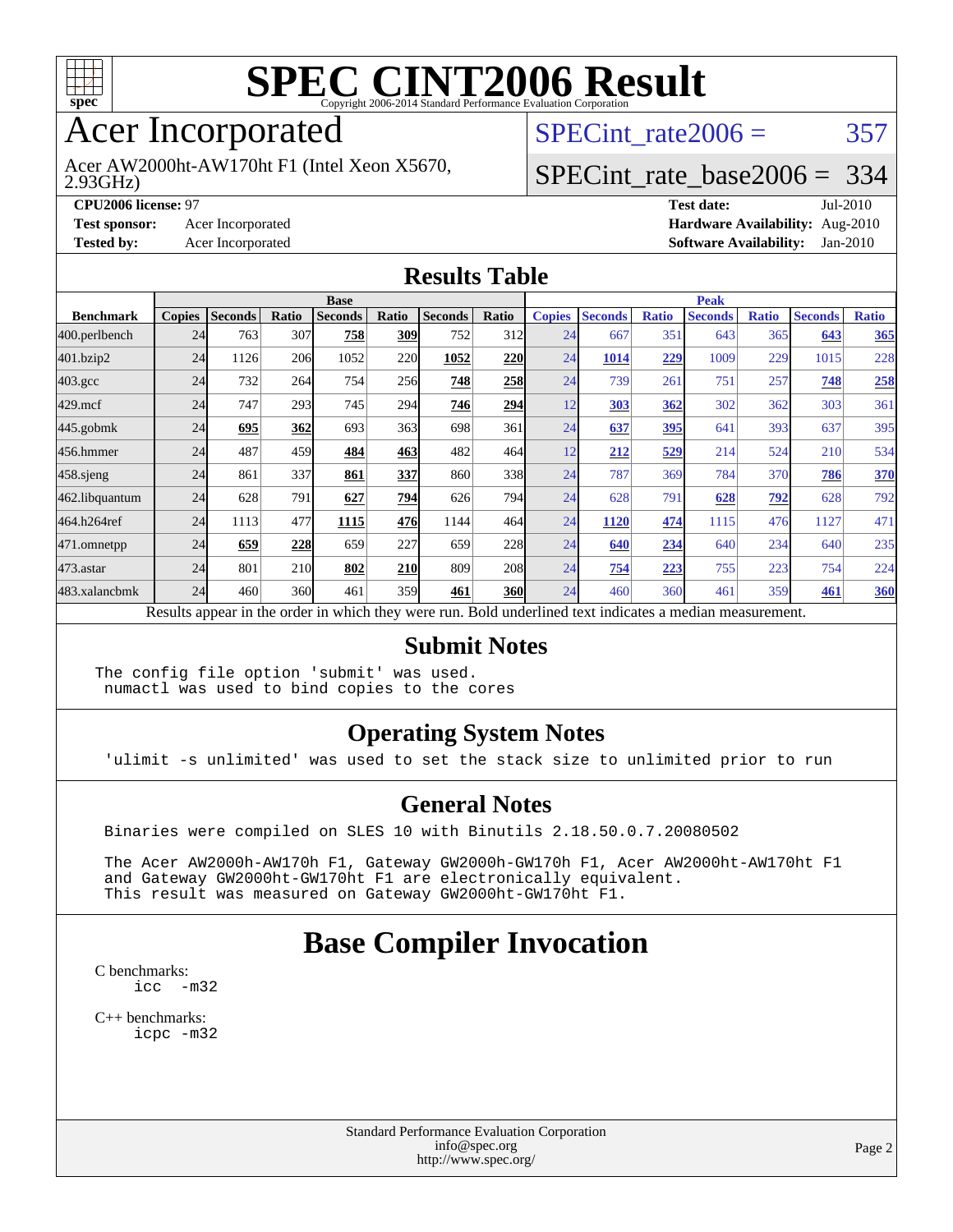# SPEC CINT2006 Result

Copyright 2006-2014 Standard Performance Evaluation Corporation

# Acer Incorporated

Acer AW2000ht-AW170ht F1 (Intel Xeon X5670, 2.93GHz)

SPECint_rate2006 = 357

SPECint_rate_base2006 = 334

**CPU2006 license:** 97
**Test sponsor:** Acer Incorporated
**Tested by:** Acer Incorporated

**Test date:** Jul-2010
**Hardware Availability:** Aug-2010
**Software Availability:** Jan-2010

## Results Table

| | Base | | | | | | | Peak | | | | | | |
|---|---|---|---|---|---|---|---|---|---|---|---|---|---|---|
| **Benchmark** | **Copies** | **Seconds** | **Ratio** | **Seconds** | **Ratio** | **Seconds** | **Ratio** | **Copies** | **Seconds** | **Ratio** | **Seconds** | **Ratio** | **Seconds** | **Ratio** |
| 400.perlbench | 24 | 763 | 307 | **758** | **309** | 752 | 312 | 24 | 667 | 351 | 643 | 365 | **643** | **365** |
| 401.bzip2 | 24 | 1126 | 206 | 1052 | 220 | **1052** | **220** | 24 | **1014** | **229** | 1009 | 229 | 1015 | 228 |
| 403.gcc | 24 | 732 | 264 | 754 | 256 | **748** | **258** | 24 | 739 | 261 | 751 | 257 | **748** | **258** |
| 429.mcf | 24 | 747 | 293 | 745 | 294 | **746** | **294** | 12 | **303** | **362** | 302 | 362 | 303 | 361 |
| 445.gobmk | 24 | **695** | **362** | 693 | 363 | 698 | 361 | 24 | **637** | **395** | 641 | 393 | 637 | 395 |
| 456.hmmer | 24 | 487 | 459 | **484** | **463** | 482 | 464 | 12 | **212** | **529** | 214 | 524 | 210 | 534 |
| 458.sjeng | 24 | 861 | 337 | **861** | **337** | 860 | 338 | 24 | 787 | 369 | 784 | 370 | **786** | **370** |
| 462.libquantum | 24 | 628 | 791 | **627** | **794** | 626 | 794 | 24 | 628 | 791 | **628** | **792** | 628 | 792 |
| 464.h264ref | 24 | 1113 | 477 | **1115** | **476** | 1144 | 464 | 24 | **1120** | **474** | 1115 | 476 | 1127 | 471 |
| 471.omnetpp | 24 | **659** | **228** | 659 | 227 | 659 | 228 | 24 | **640** | **234** | 640 | 234 | 640 | 235 |
| 473.astar | 24 | 801 | 210 | **802** | **210** | 809 | 208 | 24 | **754** | **223** | 755 | 223 | 754 | 224 |
| 483.xalancbmk | 24 | 460 | 360 | 461 | 359 | **461** | **360** | 24 | 460 | 360 | 461 | 359 | **461** | **360** |

Results appear in the order in which they were run. Bold underlined text indicates a median measurement.

## Submit Notes

```
The config file option 'submit' was used.
 numactl was used to bind copies to the cores
```

## Operating System Notes

```
'ulimit -s unlimited' was used to set the stack size to unlimited prior to run
```

## General Notes

```
Binaries were compiled on SLES 10 with Binutils 2.18.50.0.7.20080502

The Acer AW2000h-AW170h F1, Gateway GW2000h-GW170h F1, Acer AW2000ht-AW170ht F1
and Gateway GW2000ht-GW170ht F1 are electronically equivalent.
This result was measured on Gateway GW2000ht-GW170ht F1.
```

# Base Compiler Invocation

C benchmarks:
```
icc  -m32
```

C++ benchmarks:
```
icpc -m32
```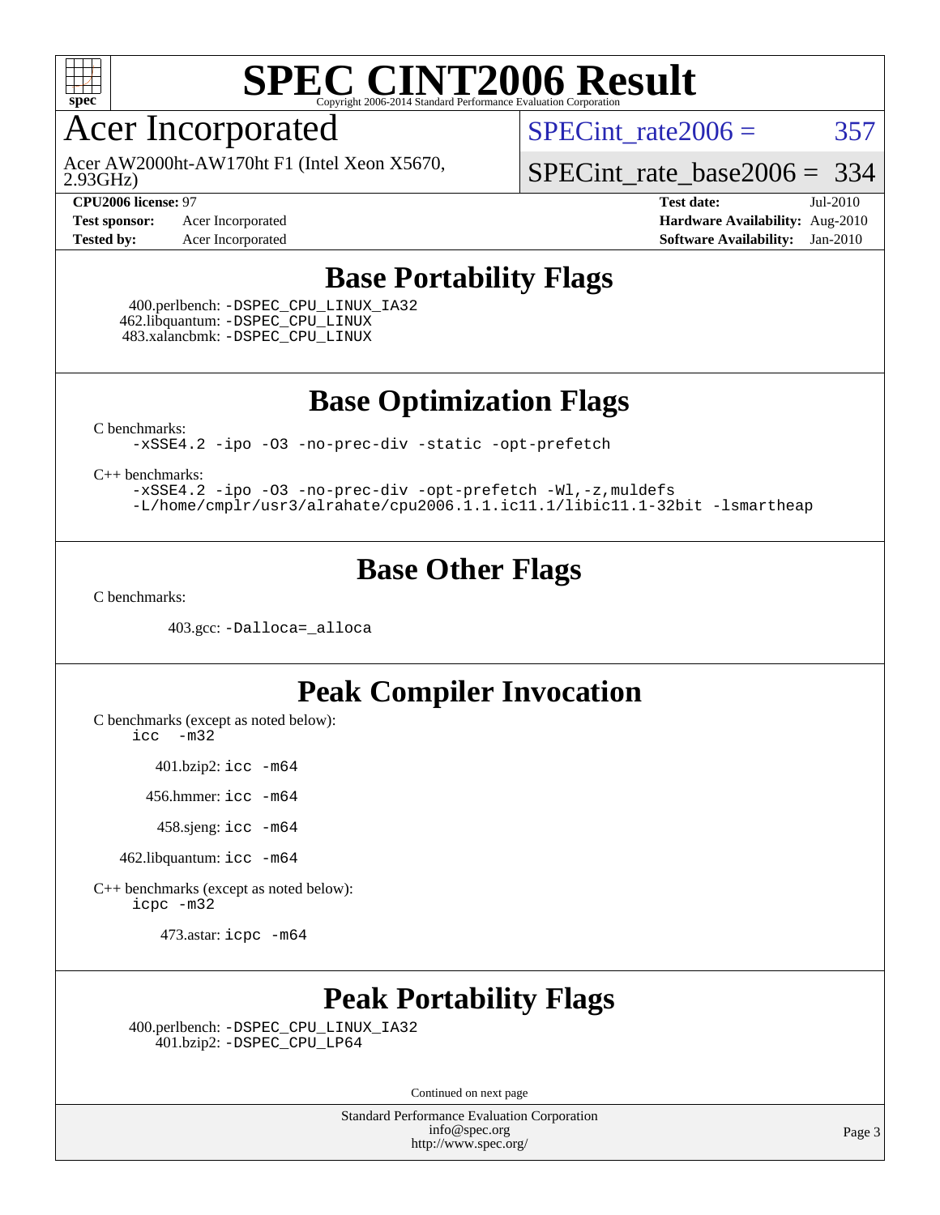# SPEC CINT2006 Result

Copyright 2006-2014 Standard Performance Evaluation Corporation

## Acer Incorporated

Acer AW2000ht-AW170ht F1 (Intel Xeon X5670, 2.93GHz)

SPECint_rate2006 = 357

SPECint_rate_base2006 = 334

**CPU2006 license:** 97
**Test sponsor:** Acer Incorporated
**Tested by:** Acer Incorporated

**Test date:** Jul-2010
**Hardware Availability:** Aug-2010
**Software Availability:** Jan-2010

## Base Portability Flags

400.perlbench: -DSPEC_CPU_LINUX_IA32
462.libquantum: -DSPEC_CPU_LINUX
483.xalancbmk: -DSPEC_CPU_LINUX

## Base Optimization Flags

C benchmarks:

```
-xSSE4.2 -ipo -O3 -no-prec-div -static -opt-prefetch
```

C++ benchmarks:

```
-xSSE4.2 -ipo -O3 -no-prec-div -opt-prefetch -Wl,-z,muldefs
-L/home/cmplr/usr3/alrahate/cpu2006.1.1.ic11.1/libic11.1-32bit -lsmartheap
```

## Base Other Flags

C benchmarks:

403.gcc: -Dalloca=_alloca

## Peak Compiler Invocation

C benchmarks (except as noted below):
icc -m32

401.bzip2: icc -m64

456.hmmer: icc -m64

458.sjeng: icc -m64

462.libquantum: icc -m64

C++ benchmarks (except as noted below):
icpc -m32

473.astar: icpc -m64

## Peak Portability Flags

400.perlbench: -DSPEC_CPU_LINUX_IA32
401.bzip2: -DSPEC_CPU_LP64

Continued on next page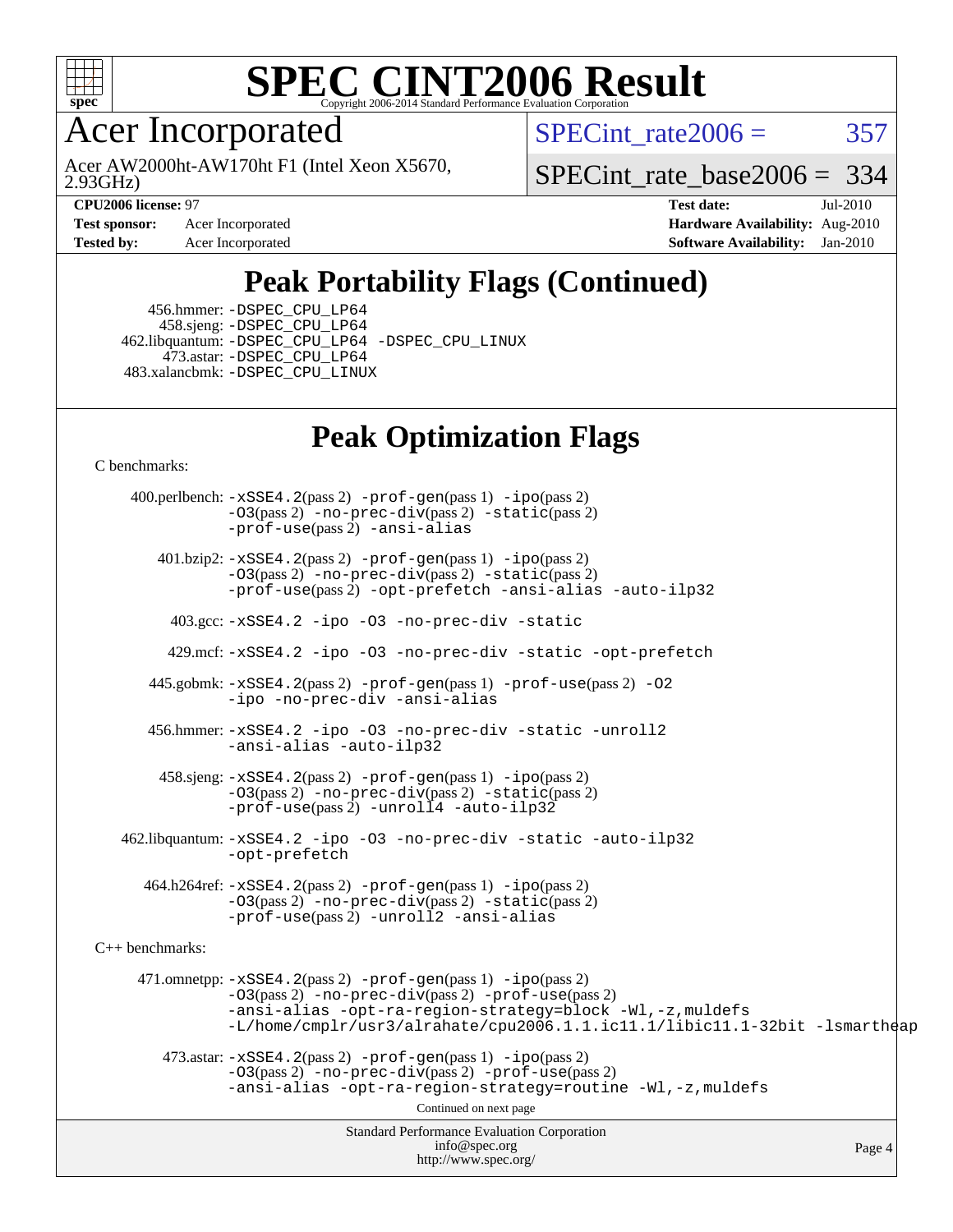# SPEC CINT2006 Result

Copyright 2006-2014 Standard Performance Evaluation Corporation

# Acer Incorporated

Acer AW2000ht-AW170ht F1 (Intel Xeon X5670, 2.93GHz)

SPECint_rate2006 = 357

SPECint_rate_base2006 = 334

**CPU2006 license:** 97
**Test sponsor:** Acer Incorporated
**Tested by:** Acer Incorporated

**Test date:** Jul-2010
**Hardware Availability:** Aug-2010
**Software Availability:** Jan-2010

## Peak Portability Flags (Continued)

456.hmmer: -DSPEC_CPU_LP64
458.sjeng: -DSPEC_CPU_LP64
462.libquantum: -DSPEC_CPU_LP64 -DSPEC_CPU_LINUX
473.astar: -DSPEC_CPU_LP64
483.xalancbmk: -DSPEC_CPU_LINUX

## Peak Optimization Flags

C benchmarks:

400.perlbench: -xSSE4.2(pass 2) -prof-gen(pass 1) -ipo(pass 2) -O3(pass 2) -no-prec-div(pass 2) -static(pass 2) -prof-use(pass 2) -ansi-alias

401.bzip2: -xSSE4.2(pass 2) -prof-gen(pass 1) -ipo(pass 2) -O3(pass 2) -no-prec-div(pass 2) -static(pass 2) -prof-use(pass 2) -opt-prefetch -ansi-alias -auto-ilp32

403.gcc: -xSSE4.2 -ipo -O3 -no-prec-div -static

429.mcf: -xSSE4.2 -ipo -O3 -no-prec-div -static -opt-prefetch

445.gobmk: -xSSE4.2(pass 2) -prof-gen(pass 1) -prof-use(pass 2) -O2 -ipo -no-prec-div -ansi-alias

456.hmmer: -xSSE4.2 -ipo -O3 -no-prec-div -static -unroll2 -ansi-alias -auto-ilp32

458.sjeng: -xSSE4.2(pass 2) -prof-gen(pass 1) -ipo(pass 2) -O3(pass 2) -no-prec-div(pass 2) -static(pass 2) -prof-use(pass 2) -unroll4 -auto-ilp32

462.libquantum: -xSSE4.2 -ipo -O3 -no-prec-div -static -auto-ilp32 -opt-prefetch

464.h264ref: -xSSE4.2(pass 2) -prof-gen(pass 1) -ipo(pass 2) -O3(pass 2) -no-prec-div(pass 2) -static(pass 2) -prof-use(pass 2) -unroll2 -ansi-alias

C++ benchmarks:

471.omnetpp: -xSSE4.2(pass 2) -prof-gen(pass 1) -ipo(pass 2) -O3(pass 2) -no-prec-div(pass 2) -prof-use(pass 2) -ansi-alias -opt-ra-region-strategy=block -Wl,-z,muldefs -L/home/cmplr/usr3/alrahate/cpu2006.1.1.ic11.1/libic11.1-32bit -lsmartheap

473.astar: -xSSE4.2(pass 2) -prof-gen(pass 1) -ipo(pass 2) -O3(pass 2) -no-prec-div(pass 2) -prof-use(pass 2) -ansi-alias -opt-ra-region-strategy=routine -Wl,-z,muldefs

Continued on next page

Standard Performance Evaluation Corporation
info@spec.org
http://www.spec.org/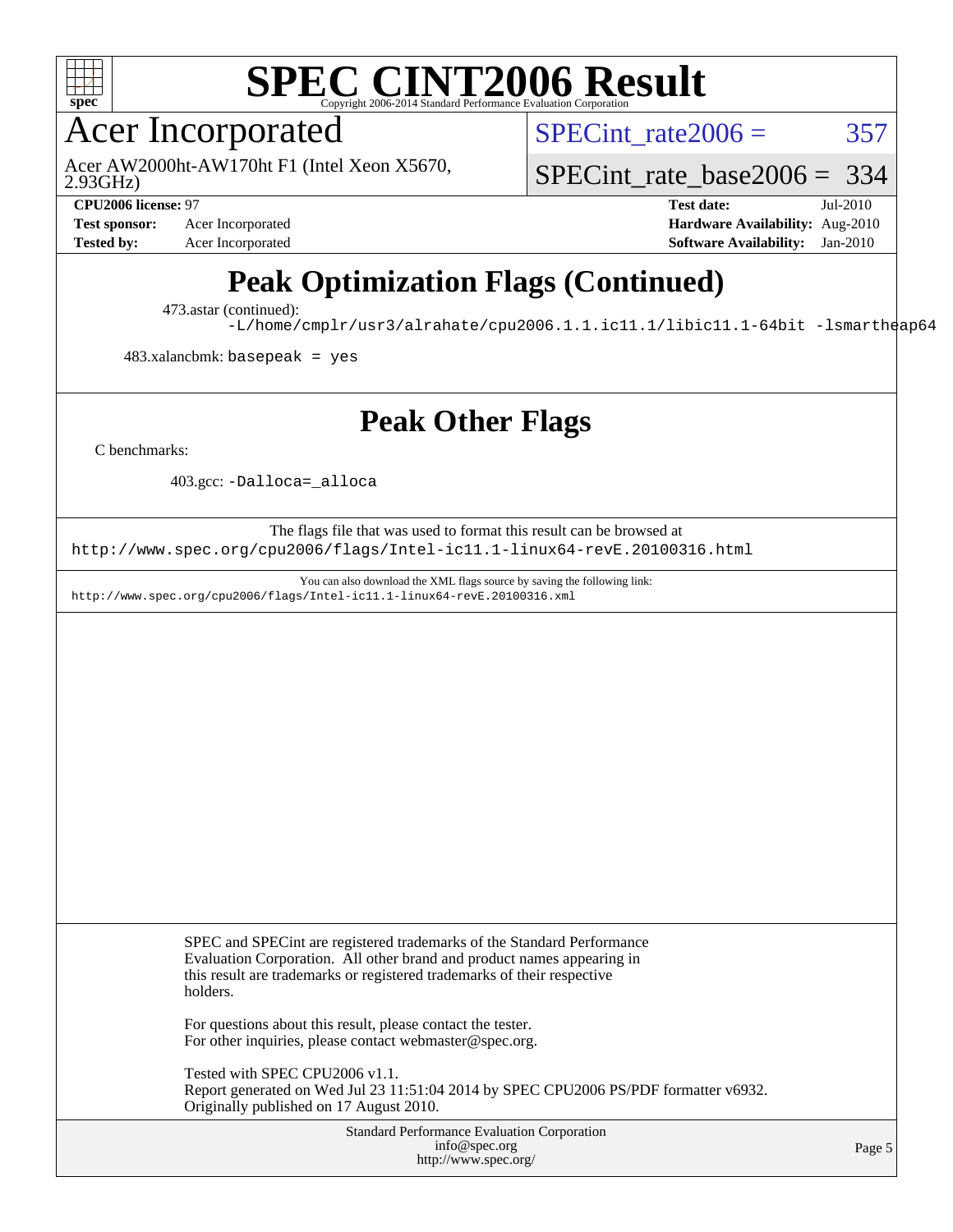# SPEC CINT2006 Result

Copyright 2006-2014 Standard Performance Evaluation Corporation

# Acer Incorporated

Acer AW2000ht-AW170ht F1 (Intel Xeon X5670, 2.93GHz)

SPECint_rate2006 = 357

SPECint_rate_base2006 = 334

**CPU2006 license:** 97
**Test sponsor:** Acer Incorporated
**Tested by:** Acer Incorporated

**Test date:** Jul-2010
**Hardware Availability:** Aug-2010
**Software Availability:** Jan-2010

## Peak Optimization Flags (Continued)

473.astar (continued):
`-L/home/cmplr/usr3/alrahate/cpu2006.1.1.ic11.1/libic11.1-64bit -lsmartheap64`

483.xalancbmk: `basepeak = yes`

## Peak Other Flags

C benchmarks:

403.gcc: `-Dalloca=_alloca`

The flags file that was used to format this result can be browsed at
`http://www.spec.org/cpu2006/flags/Intel-ic11.1-linux64-revE.20100316.html`

You can also download the XML flags source by saving the following link:
`http://www.spec.org/cpu2006/flags/Intel-ic11.1-linux64-revE.20100316.xml`

SPEC and SPECint are registered trademarks of the Standard Performance Evaluation Corporation. All other brand and product names appearing in this result are trademarks or registered trademarks of their respective holders.

For questions about this result, please contact the tester.
For other inquiries, please contact webmaster@spec.org.

Tested with SPEC CPU2006 v1.1.
Report generated on Wed Jul 23 11:51:04 2014 by SPEC CPU2006 PS/PDF formatter v6932.
Originally published on 17 August 2010.

Standard Performance Evaluation Corporation
info@spec.org
http://www.spec.org/